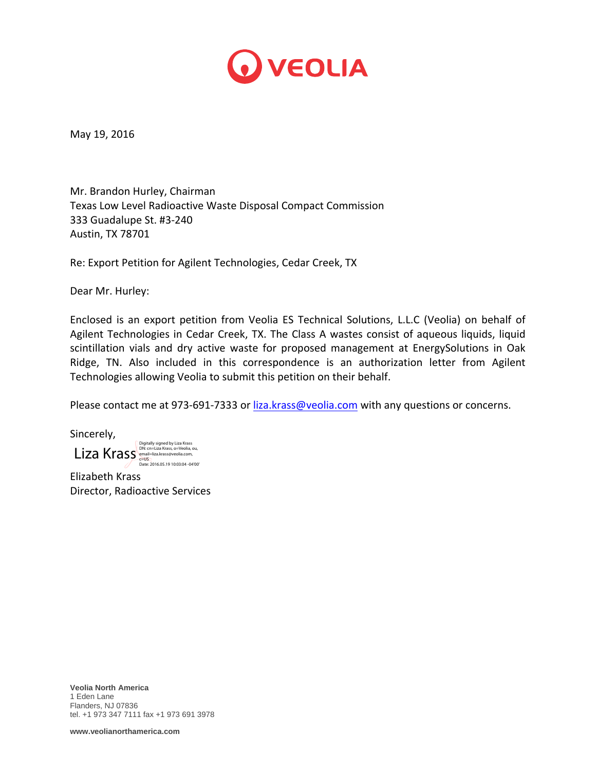VEOLIA

May 19, 2016

Mr. Brandon Hurley, Chairman
Texas Low Level Radioactive Waste Disposal Compact Commission
333 Guadalupe St. #3-240
Austin, TX 78701

Re: Export Petition for Agilent Technologies, Cedar Creek, TX

Dear Mr. Hurley:

Enclosed is an export petition from Veolia ES Technical Solutions, L.L.C (Veolia) on behalf of Agilent Technologies in Cedar Creek, TX. The Class A wastes consist of aqueous liquids, liquid scintillation vials and dry active waste for proposed management at EnergySolutions in Oak Ridge, TN. Also included in this correspondence is an authorization letter from Agilent Technologies allowing Veolia to submit this petition on their behalf.

Please contact me at 973-691-7333 or liza.krass@veolia.com with any questions or concerns.

Sincerely,

Liza Krass
Digitally signed by Liza Krass
DN: cn=Liza Krass, o=Veolia, ou, email=liza.krass@veolia.com, c=US
Date: 2016.05.19 10:03:04 -04'00'

Elizabeth Krass
Director, Radioactive Services

**Veolia North America**
1 Eden Lane
Flanders, NJ 07836
tel. +1 973 347 7111 fax +1 973 691 3978

**www.veolianorthamerica.com**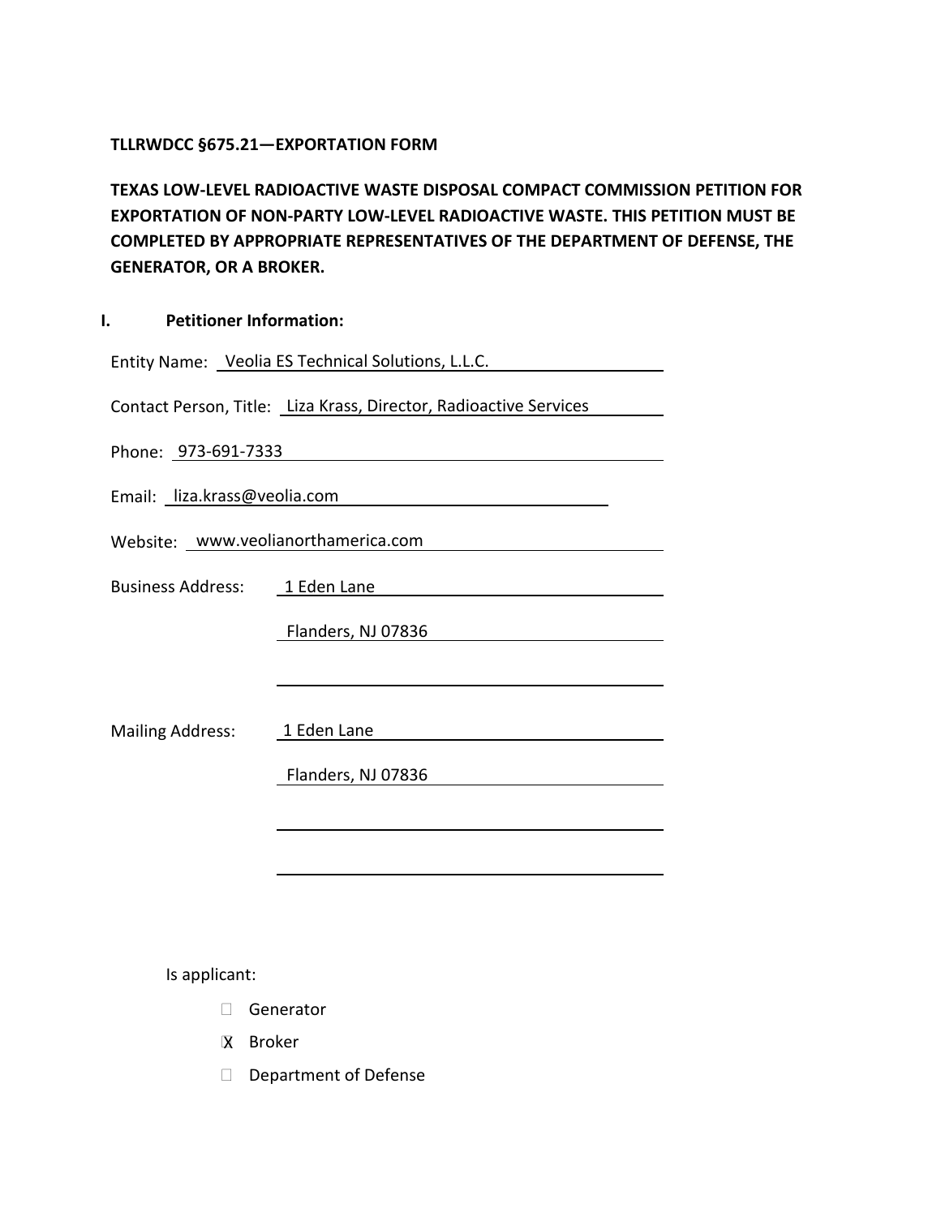**TLLRWDCC §675.21—EXPORTATION FORM**

**TEXAS LOW-LEVEL RADIOACTIVE WASTE DISPOSAL COMPACT COMMISSION PETITION FOR EXPORTATION OF NON-PARTY LOW-LEVEL RADIOACTIVE WASTE. THIS PETITION MUST BE COMPLETED BY APPROPRIATE REPRESENTATIVES OF THE DEPARTMENT OF DEFENSE, THE GENERATOR, OR A BROKER.**

## I. Petitioner Information:

Entity Name: Veolia ES Technical Solutions, L.L.C.

Contact Person, Title: Liza Krass, Director, Radioactive Services

Phone: 973-691-7333

Email: liza.krass@veolia.com

Website: www.veolianorthamerica.com

Business Address: 1 Eden Lane
Flanders, NJ 07836

Mailing Address: 1 Eden Lane
Flanders, NJ 07836

Is applicant:

- ☐ Generator
- X Broker
- ☐ Department of Defense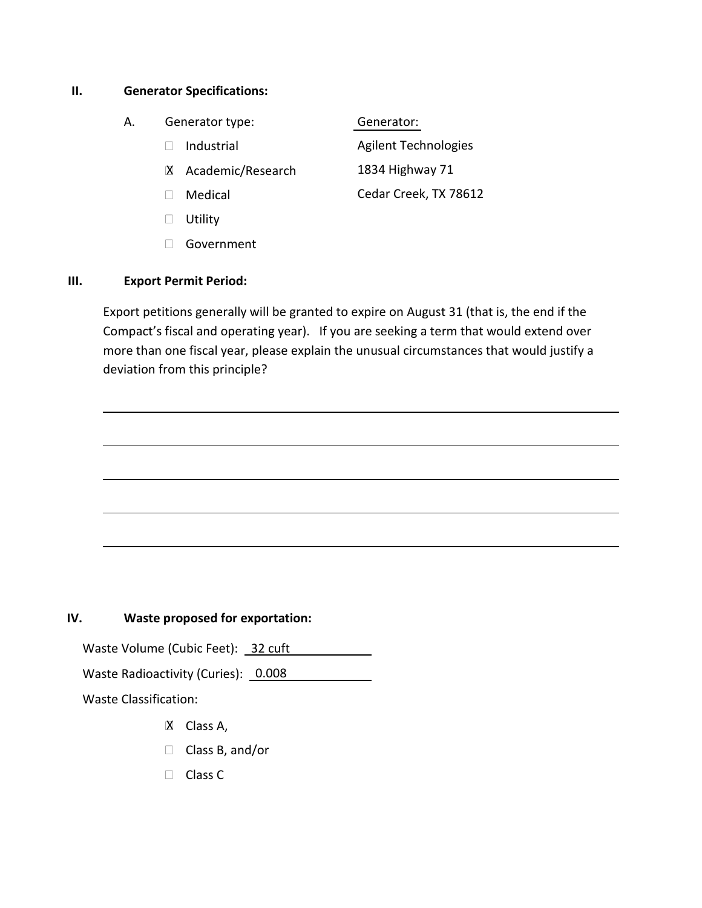## II. Generator Specifications:

A. Generator type:

- ☐ Industrial
- ☒ Academic/Research
- ☐ Medical
- ☐ Utility
- ☐ Government

Generator:

Agilent Technologies
1834 Highway 71
Cedar Creek, TX 78612

## III. Export Permit Period:

Export petitions generally will be granted to expire on August 31 (that is, the end if the Compact's fiscal and operating year). If you are seeking a term that would extend over more than one fiscal year, please explain the unusual circumstances that would justify a deviation from this principle?

______________________________________________________________________

______________________________________________________________________

______________________________________________________________________

______________________________________________________________________

______________________________________________________________________

## IV. Waste proposed for exportation:

Waste Volume (Cubic Feet): 32 cuft

Waste Radioactivity (Curies): 0.008

Waste Classification:

- ☒ Class A,
- ☐ Class B, and/or
- ☐ Class C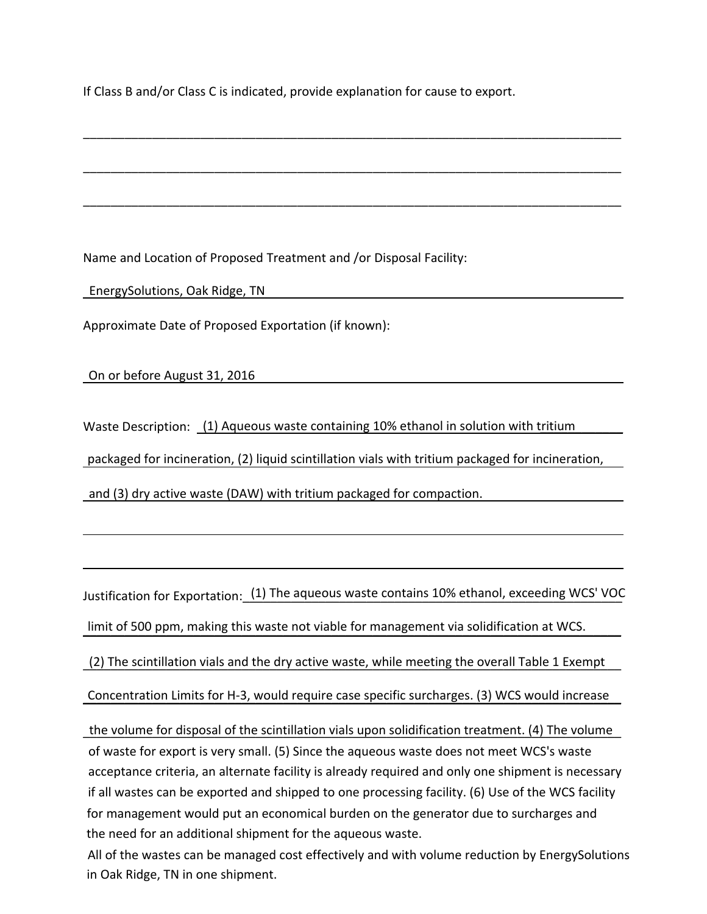If Class B and/or Class C is indicated, provide explanation for cause to export.

\_\_\_\_\_\_\_\_\_\_\_\_\_\_\_\_\_\_\_\_\_\_\_\_\_\_\_\_\_\_\_\_\_\_\_\_\_\_\_\_\_\_\_\_\_\_\_\_\_\_\_\_\_\_\_\_\_\_\_\_\_\_\_\_\_\_\_\_\_\_\_\_

\_\_\_\_\_\_\_\_\_\_\_\_\_\_\_\_\_\_\_\_\_\_\_\_\_\_\_\_\_\_\_\_\_\_\_\_\_\_\_\_\_\_\_\_\_\_\_\_\_\_\_\_\_\_\_\_\_\_\_\_\_\_\_\_\_\_\_\_\_\_\_\_

\_\_\_\_\_\_\_\_\_\_\_\_\_\_\_\_\_\_\_\_\_\_\_\_\_\_\_\_\_\_\_\_\_\_\_\_\_\_\_\_\_\_\_\_\_\_\_\_\_\_\_\_\_\_\_\_\_\_\_\_\_\_\_\_\_\_\_\_\_\_\_\_

Name and Location of Proposed Treatment and /or Disposal Facility:

EnergySolutions, Oak Ridge, TN

Approximate Date of Proposed Exportation (if known):

On or before August 31, 2016

Waste Description: (1) Aqueous waste containing 10% ethanol in solution with tritium packaged for incineration, (2) liquid scintillation vials with tritium packaged for incineration, and (3) dry active waste (DAW) with tritium packaged for compaction.

Justification for Exportation: (1) The aqueous waste contains 10% ethanol, exceeding WCS' VOC limit of 500 ppm, making this waste not viable for management via solidification at WCS. (2) The scintillation vials and the dry active waste, while meeting the overall Table 1 Exempt Concentration Limits for H-3, would require case specific surcharges. (3) WCS would increase the volume for disposal of the scintillation vials upon solidification treatment. (4) The volume of waste for export is very small. (5) Since the aqueous waste does not meet WCS's waste acceptance criteria, an alternate facility is already required and only one shipment is necessary if all wastes can be exported and shipped to one processing facility. (6) Use of the WCS facility for management would put an economical burden on the generator due to surcharges and the need for an additional shipment for the aqueous waste.
All of the wastes can be managed cost effectively and with volume reduction by EnergySolutions in Oak Ridge, TN in one shipment.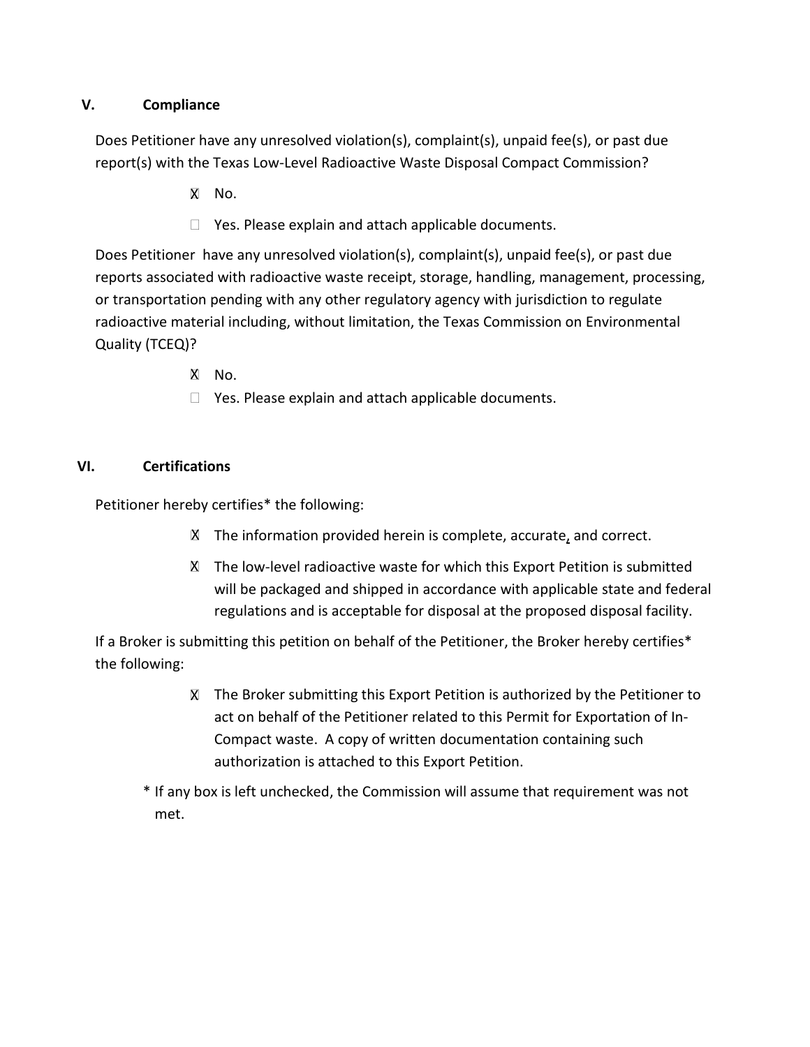## V. Compliance

Does Petitioner have any unresolved violation(s), complaint(s), unpaid fee(s), or past due report(s) with the Texas Low-Level Radioactive Waste Disposal Compact Commission?

- X No.
- ☐ Yes. Please explain and attach applicable documents.

Does Petitioner have any unresolved violation(s), complaint(s), unpaid fee(s), or past due reports associated with radioactive waste receipt, storage, handling, management, processing, or transportation pending with any other regulatory agency with jurisdiction to regulate radioactive material including, without limitation, the Texas Commission on Environmental Quality (TCEQ)?

- X No.
- ☐ Yes. Please explain and attach applicable documents.

## VI. Certifications

Petitioner hereby certifies* the following:

- X The information provided herein is complete, accurate, and correct.
- X The low-level radioactive waste for which this Export Petition is submitted will be packaged and shipped in accordance with applicable state and federal regulations and is acceptable for disposal at the proposed disposal facility.

If a Broker is submitting this petition on behalf of the Petitioner, the Broker hereby certifies* the following:

- X The Broker submitting this Export Petition is authorized by the Petitioner to act on behalf of the Petitioner related to this Permit for Exportation of In-Compact waste. A copy of written documentation containing such authorization is attached to this Export Petition.

\* If any box is left unchecked, the Commission will assume that requirement was not met.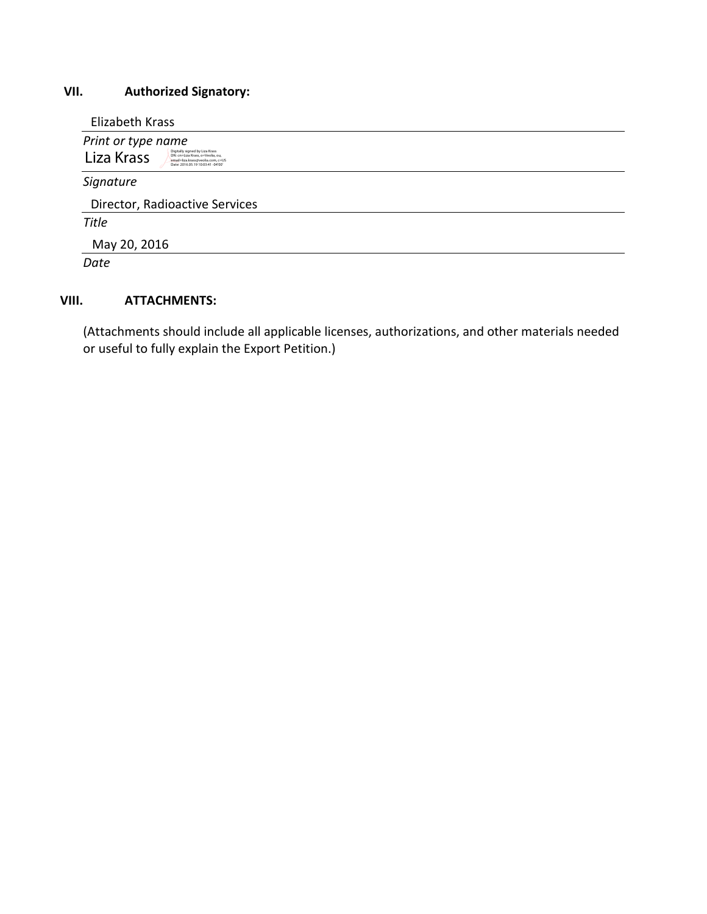## VII. Authorized Signatory:

Elizabeth Krass

*Print or type name*

Liza Krass  Digitally signed by Liza Krass DN: cn=Liza Krass, o=Veolia, ou, email=liza.krass@veolia.com, c=US Date: 2016.05.19 10:03:41 -04'00'

*Signature*

Director, Radioactive Services

*Title*

May 20, 2016

*Date*

## VIII. ATTACHMENTS:

(Attachments should include all applicable licenses, authorizations, and other materials needed or useful to fully explain the Export Petition.)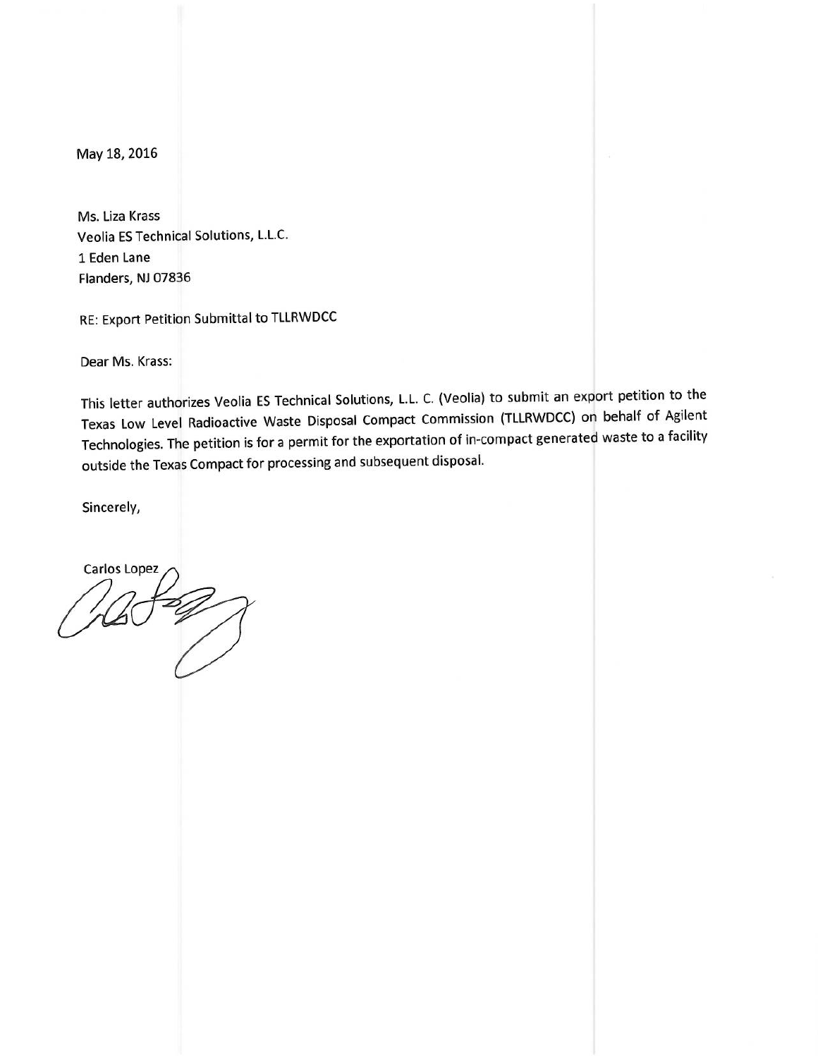May 18, 2016

Ms. Liza Krass
Veolia ES Technical Solutions, L.L.C.
1 Eden Lane
Flanders, NJ 07836

RE: Export Petition Submittal to TLLRWDCC

Dear Ms. Krass:

This letter authorizes Veolia ES Technical Solutions, L.L. C. (Veolia) to submit an export petition to the Texas Low Level Radioactive Waste Disposal Compact Commission (TLLRWDCC) on behalf of Agilent Technologies. The petition is for a permit for the exportation of in-compact generated waste to a facility outside the Texas Compact for processing and subsequent disposal.

Sincerely,

Carlos Lopez